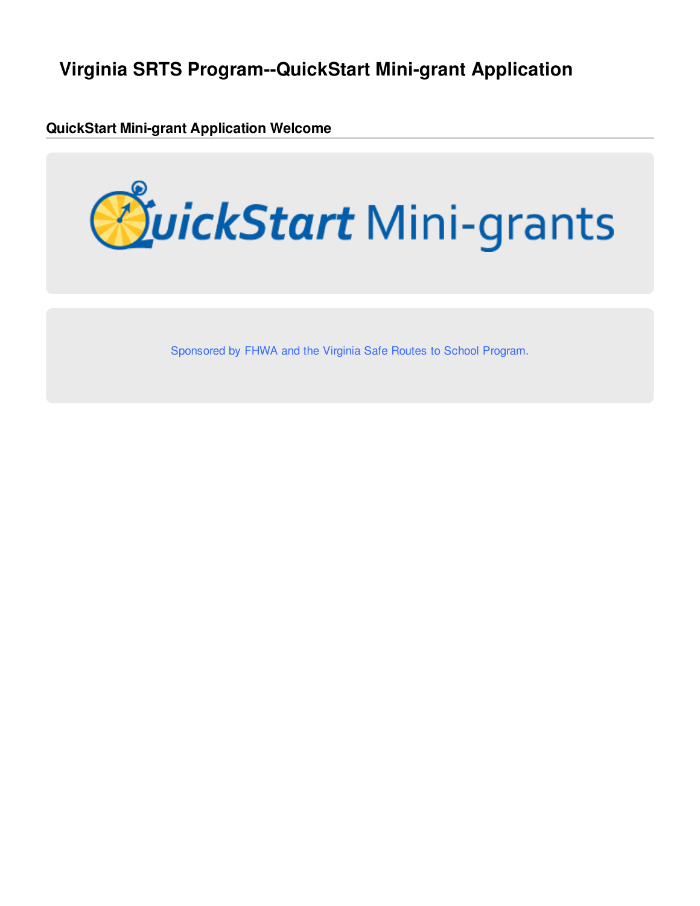# Virginia SRTS Program--QuickStart Mini-grant Application

## QuickStart Mini-grant Application Welcome

QuickStart Mini-grants

Sponsored by FHWA and the Virginia Safe Routes to School Program.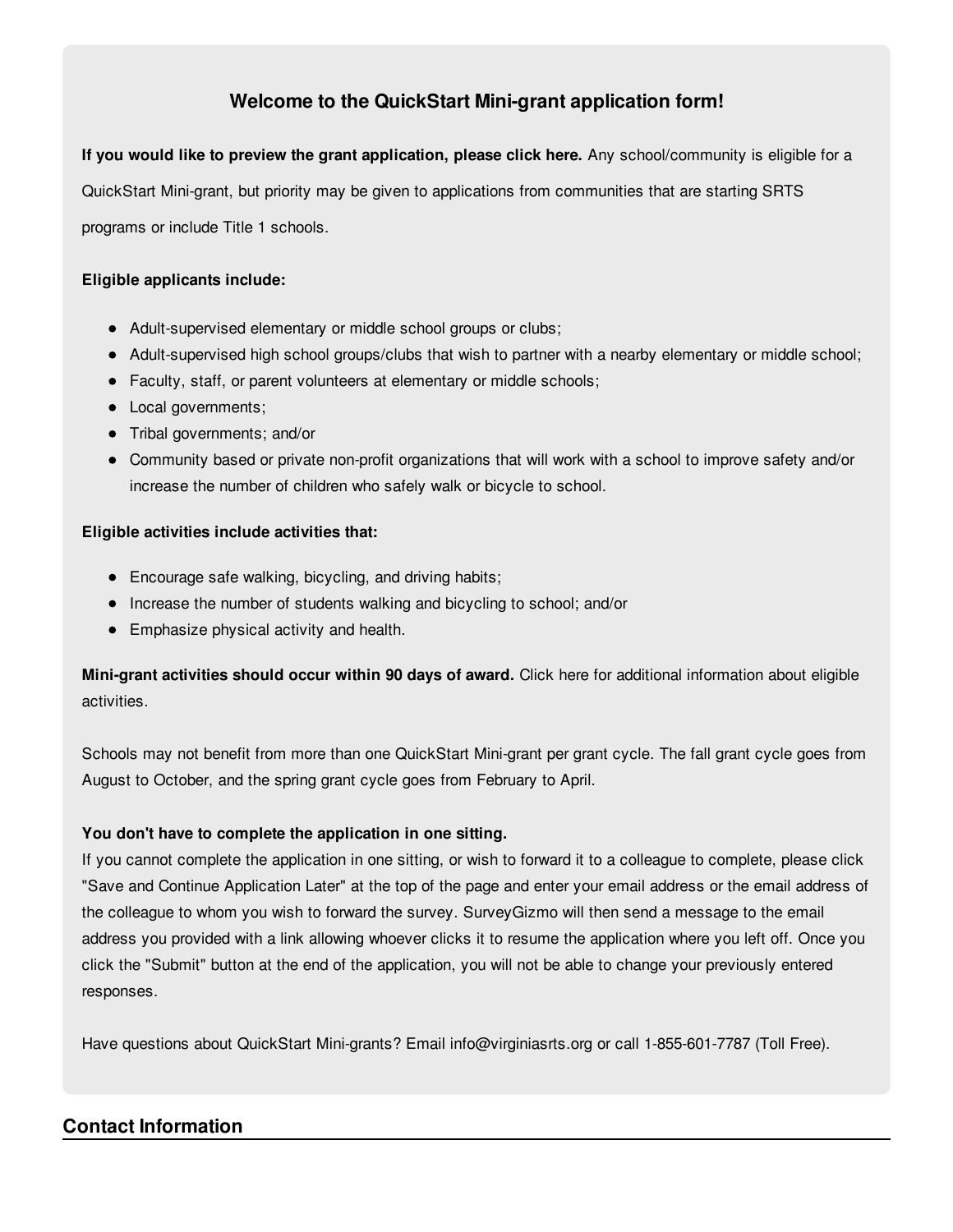### Welcome to the QuickStart Mini-grant application form!

**If you would like to preview the grant application, please click here.** Any school/community is eligible for a QuickStart Mini-grant, but priority may be given to applications from communities that are starting SRTS programs or include Title 1 schools.

**Eligible applicants include:**

- Adult-supervised elementary or middle school groups or clubs;
- Adult-supervised high school groups/clubs that wish to partner with a nearby elementary or middle school;
- Faculty, staff, or parent volunteers at elementary or middle schools;
- Local governments;
- Tribal governments; and/or
- Community based or private non-profit organizations that will work with a school to improve safety and/or increase the number of children who safely walk or bicycle to school.

**Eligible activities include activities that:**

- Encourage safe walking, bicycling, and driving habits;
- Increase the number of students walking and bicycling to school; and/or
- Emphasize physical activity and health.

**Mini-grant activities should occur within 90 days of award.** Click here for additional information about eligible activities.

Schools may not benefit from more than one QuickStart Mini-grant per grant cycle. The fall grant cycle goes from August to October, and the spring grant cycle goes from February to April.

**You don't have to complete the application in one sitting.**
If you cannot complete the application in one sitting, or wish to forward it to a colleague to complete, please click "Save and Continue Application Later" at the top of the page and enter your email address or the email address of the colleague to whom you wish to forward the survey. SurveyGizmo will then send a message to the email address you provided with a link allowing whoever clicks it to resume the application where you left off. Once you click the "Submit" button at the end of the application, you will not be able to change your previously entered responses.

Have questions about QuickStart Mini-grants? Email info@virginiasrts.org or call 1-855-601-7787 (Toll Free).

## Contact Information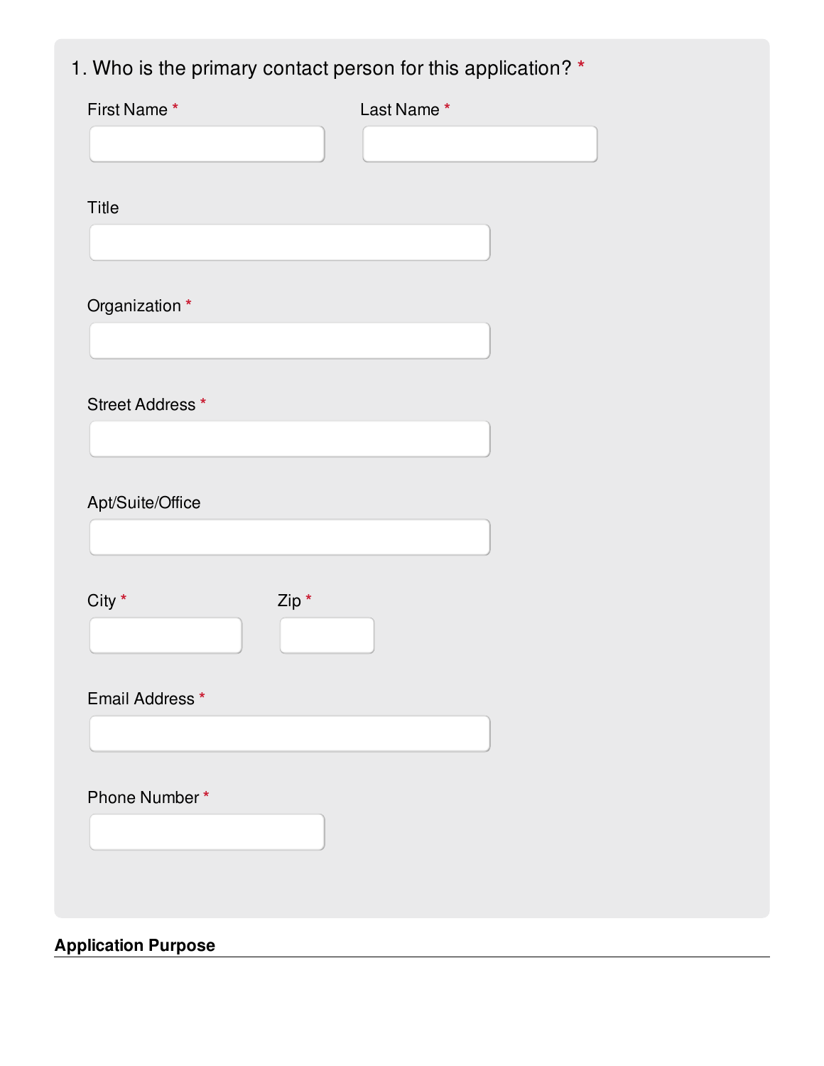1. Who is the primary contact person for this application? *

First Name *

Last Name *

Title

Organization *

Street Address *

Apt/Suite/Office

City *

Zip *

Email Address *

Phone Number *

## Application Purpose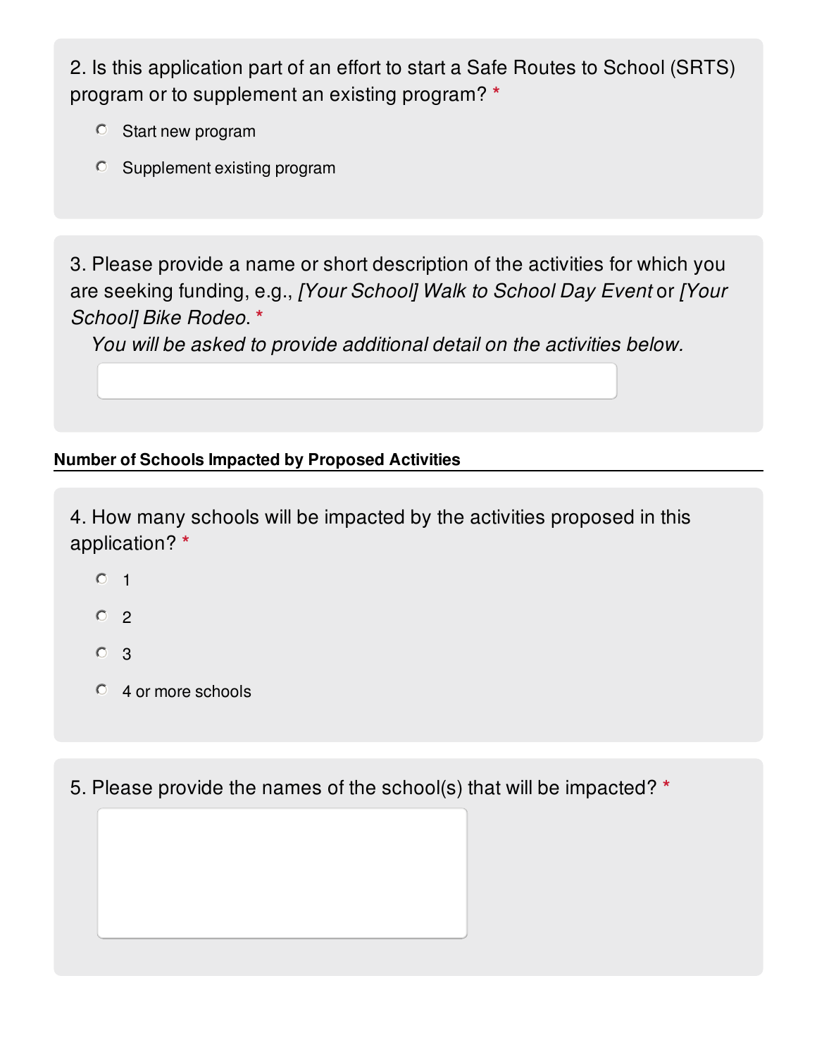2. Is this application part of an effort to start a Safe Routes to School (SRTS) program or to supplement an existing program? *

- ○ Start new program
- ○ Supplement existing program

3. Please provide a name or short description of the activities for which you are seeking funding, e.g., *[Your School] Walk to School Day Event* or *[Your School] Bike Rodeo*. *

*You will be asked to provide additional detail on the activities below.*

**Number of Schools Impacted by Proposed Activities**

4. How many schools will be impacted by the activities proposed in this application? *

- ○ 1
- ○ 2
- ○ 3
- ○ 4 or more schools

5. Please provide the names of the school(s) that will be impacted? *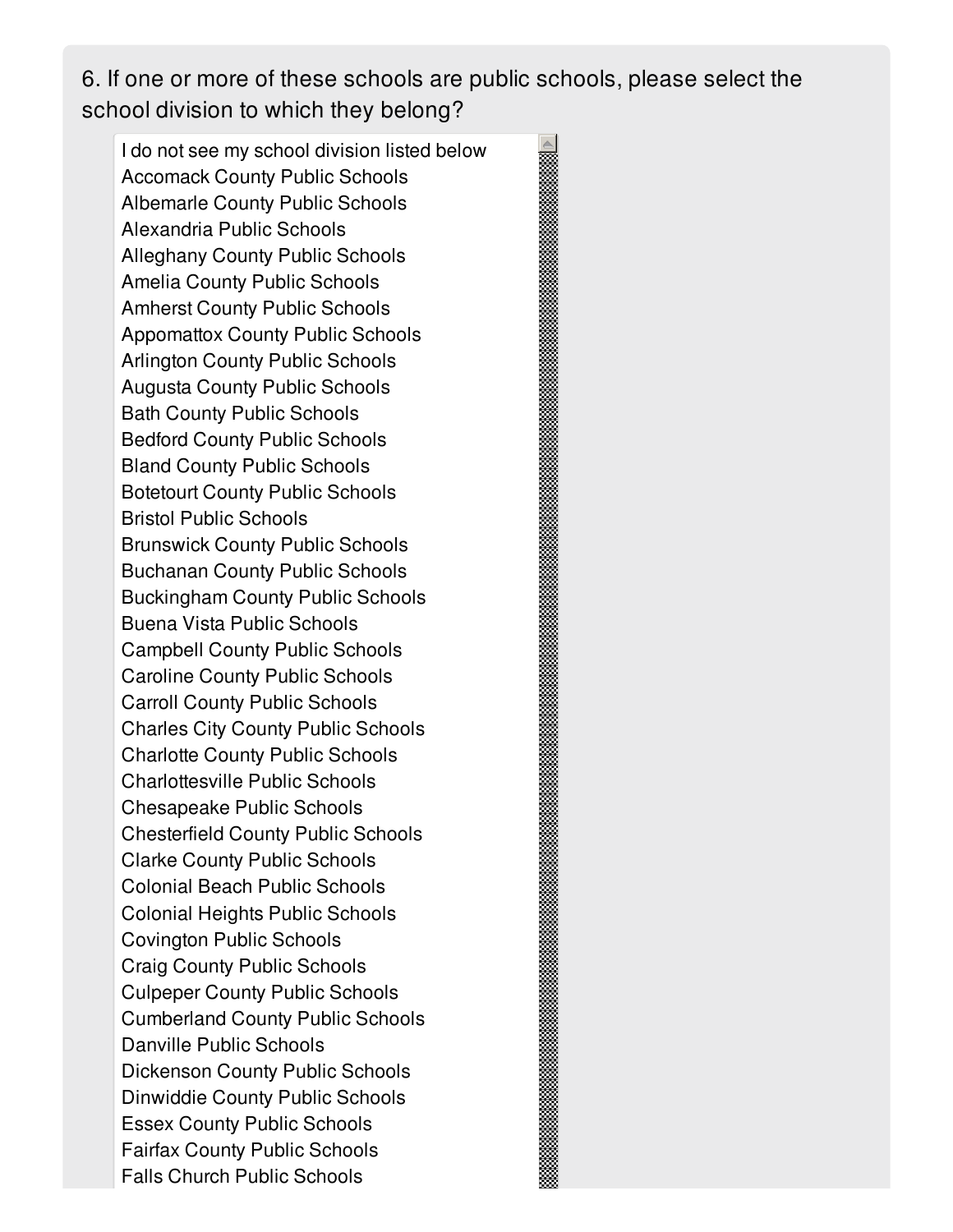6. If one or more of these schools are public schools, please select the school division to which they belong?

- I do not see my school division listed below
- Accomack County Public Schools
- Albemarle County Public Schools
- Alexandria Public Schools
- Alleghany County Public Schools
- Amelia County Public Schools
- Amherst County Public Schools
- Appomattox County Public Schools
- Arlington County Public Schools
- Augusta County Public Schools
- Bath County Public Schools
- Bedford County Public Schools
- Bland County Public Schools
- Botetourt County Public Schools
- Bristol Public Schools
- Brunswick County Public Schools
- Buchanan County Public Schools
- Buckingham County Public Schools
- Buena Vista Public Schools
- Campbell County Public Schools
- Caroline County Public Schools
- Carroll County Public Schools
- Charles City County Public Schools
- Charlotte County Public Schools
- Charlottesville Public Schools
- Chesapeake Public Schools
- Chesterfield County Public Schools
- Clarke County Public Schools
- Colonial Beach Public Schools
- Colonial Heights Public Schools
- Covington Public Schools
- Craig County Public Schools
- Culpeper County Public Schools
- Cumberland County Public Schools
- Danville Public Schools
- Dickenson County Public Schools
- Dinwiddie County Public Schools
- Essex County Public Schools
- Fairfax County Public Schools
- Falls Church Public Schools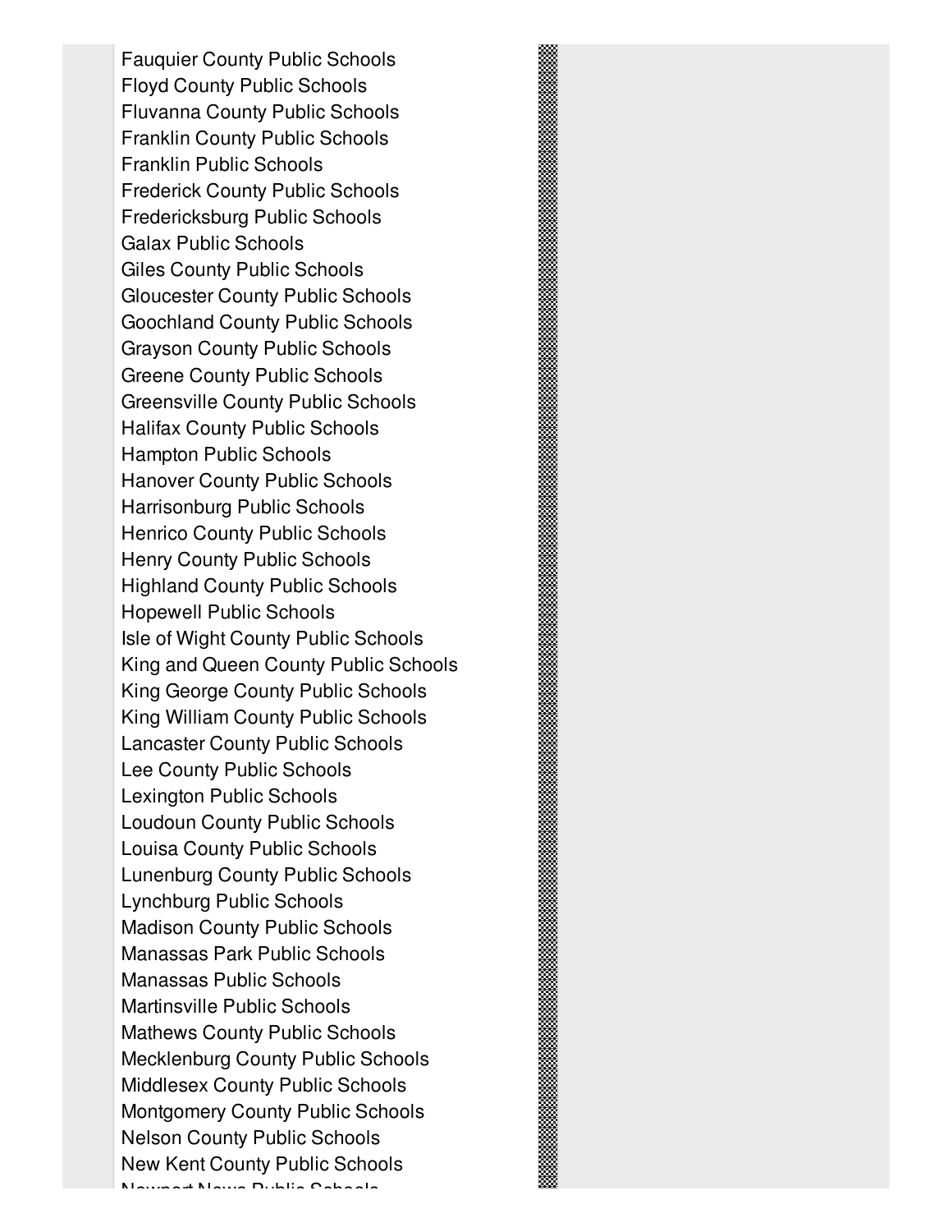Fauquier County Public Schools
Floyd County Public Schools
Fluvanna County Public Schools
Franklin County Public Schools
Franklin Public Schools
Frederick County Public Schools
Fredericksburg Public Schools
Galax Public Schools
Giles County Public Schools
Gloucester County Public Schools
Goochland County Public Schools
Grayson County Public Schools
Greene County Public Schools
Greensville County Public Schools
Halifax County Public Schools
Hampton Public Schools
Hanover County Public Schools
Harrisonburg Public Schools
Henrico County Public Schools
Henry County Public Schools
Highland County Public Schools
Hopewell Public Schools
Isle of Wight County Public Schools
King and Queen County Public Schools
King George County Public Schools
King William County Public Schools
Lancaster County Public Schools
Lee County Public Schools
Lexington Public Schools
Loudoun County Public Schools
Louisa County Public Schools
Lunenburg County Public Schools
Lynchburg Public Schools
Madison County Public Schools
Manassas Park Public Schools
Manassas Public Schools
Martinsville Public Schools
Mathews County Public Schools
Mecklenburg County Public Schools
Middlesex County Public Schools
Montgomery County Public Schools
Nelson County Public Schools
New Kent County Public Schools
Newport News Public Schools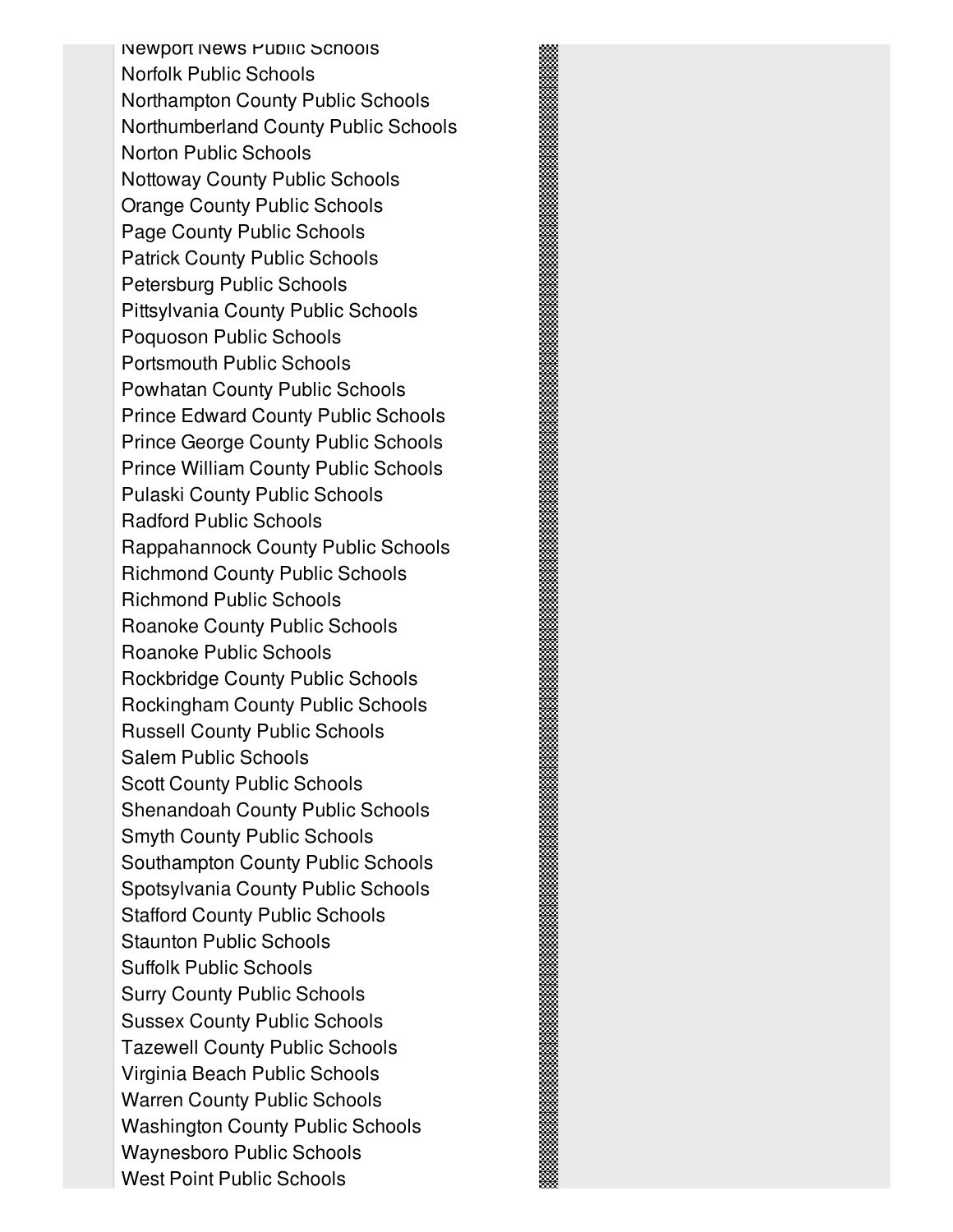Newport News Public Schools
Norfolk Public Schools
Northampton County Public Schools
Northumberland County Public Schools
Norton Public Schools
Nottoway County Public Schools
Orange County Public Schools
Page County Public Schools
Patrick County Public Schools
Petersburg Public Schools
Pittsylvania County Public Schools
Poquoson Public Schools
Portsmouth Public Schools
Powhatan County Public Schools
Prince Edward County Public Schools
Prince George County Public Schools
Prince William County Public Schools
Pulaski County Public Schools
Radford Public Schools
Rappahannock County Public Schools
Richmond County Public Schools
Richmond Public Schools
Roanoke County Public Schools
Roanoke Public Schools
Rockbridge County Public Schools
Rockingham County Public Schools
Russell County Public Schools
Salem Public Schools
Scott County Public Schools
Shenandoah County Public Schools
Smyth County Public Schools
Southampton County Public Schools
Spotsylvania County Public Schools
Stafford County Public Schools
Staunton Public Schools
Suffolk Public Schools
Surry County Public Schools
Sussex County Public Schools
Tazewell County Public Schools
Virginia Beach Public Schools
Warren County Public Schools
Washington County Public Schools
Waynesboro Public Schools
West Point Public Schools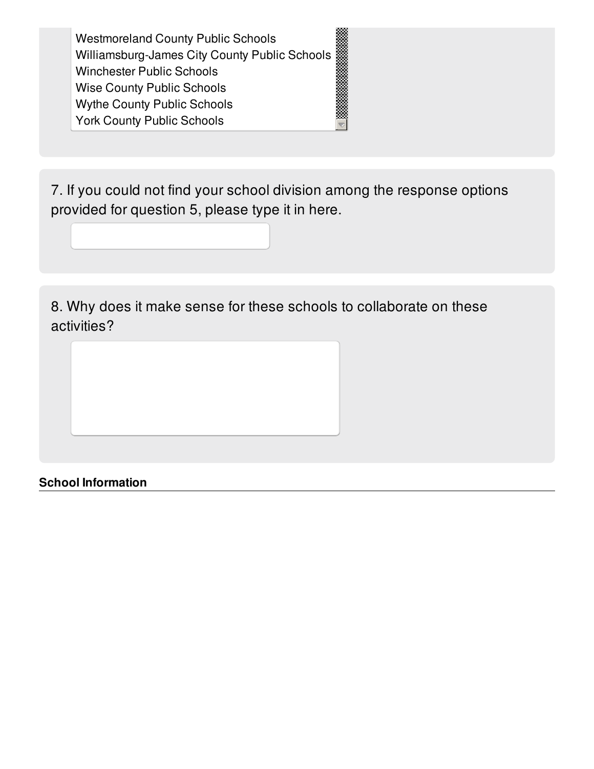Westmoreland County Public Schools
Williamsburg-James City County Public Schools
Winchester Public Schools
Wise County Public Schools
Wythe County Public Schools
York County Public Schools

7. If you could not find your school division among the response options provided for question 5, please type it in here.

8. Why does it make sense for these schools to collaborate on these activities?

**School Information**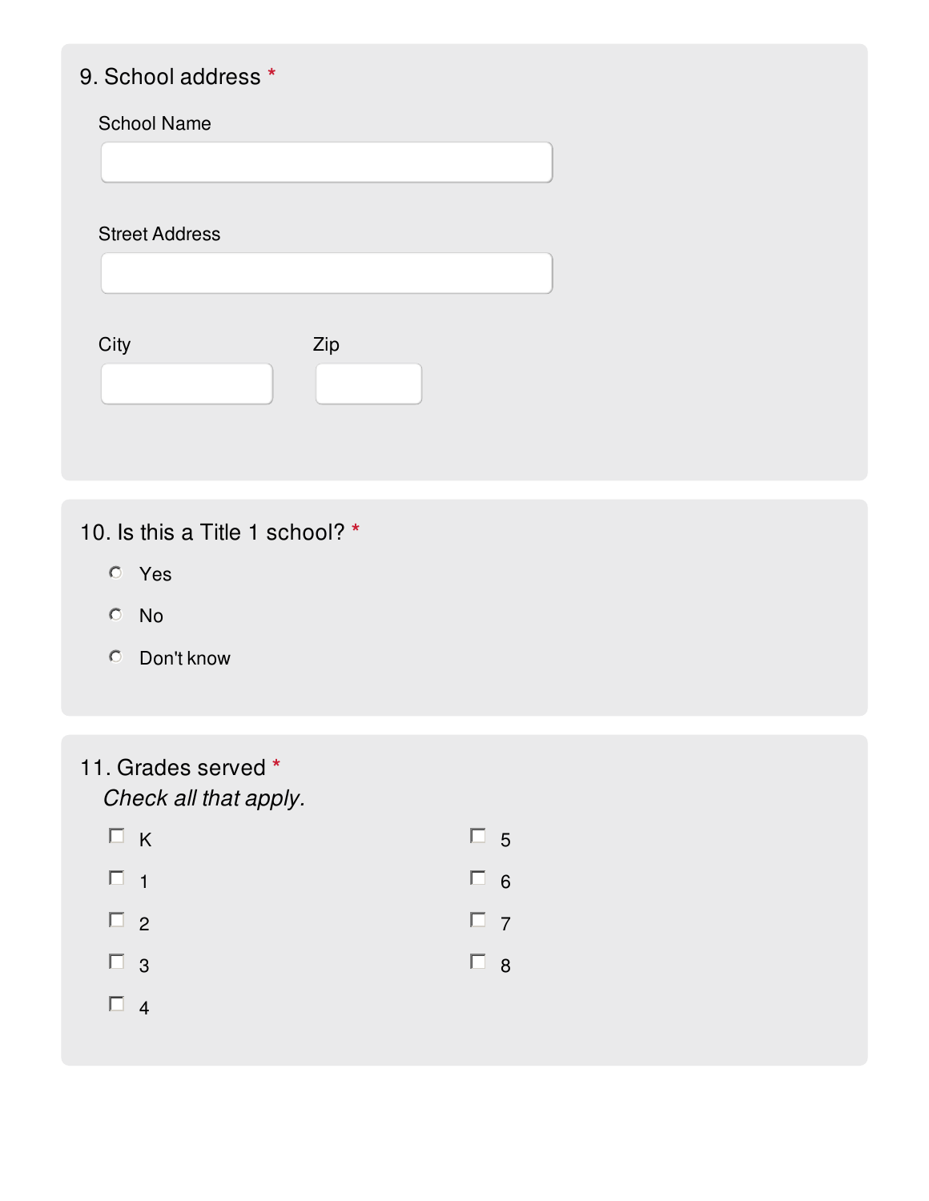9. School address *

School Name

___________________________

Street Address

___________________________

City

___________________________

Zip

___________________________

10. Is this a Title 1 school? *

- ○ Yes
- ○ No
- ○ Don't know

11. Grades served *

*Check all that apply.*

- ☐ K
- ☐ 1
- ☐ 2
- ☐ 3
- ☐ 4
- ☐ 5
- ☐ 6
- ☐ 7
- ☐ 8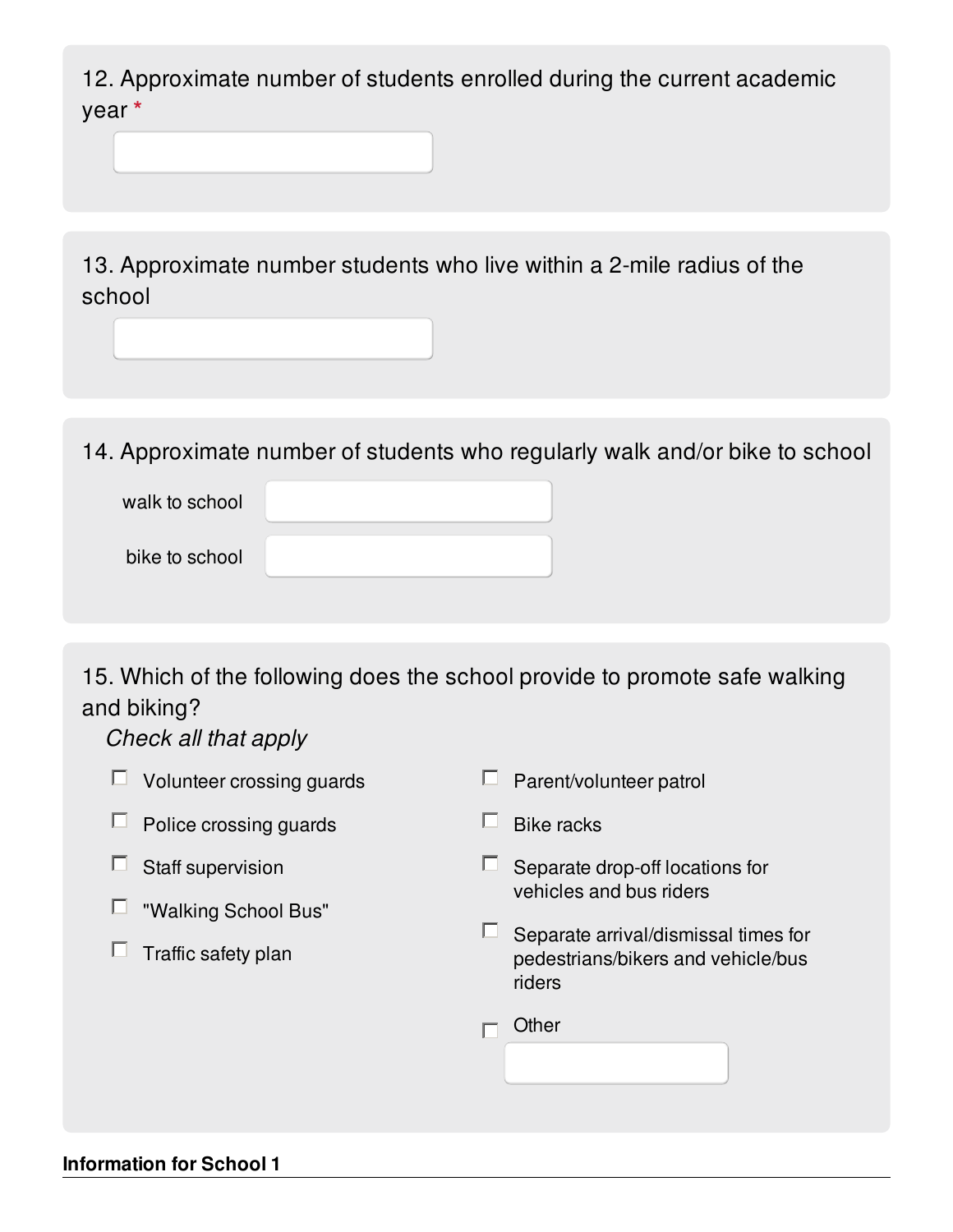12. Approximate number of students enrolled during the current academic year *

\_\_\_\_\_\_\_\_\_\_\_\_\_\_\_\_\_\_\_\_

13. Approximate number students who live within a 2-mile radius of the school

\_\_\_\_\_\_\_\_\_\_\_\_\_\_\_\_\_\_\_\_

14. Approximate number of students who regularly walk and/or bike to school

walk to school \_\_\_\_\_\_\_\_\_\_\_\_\_\_\_\_\_\_\_\_

bike to school \_\_\_\_\_\_\_\_\_\_\_\_\_\_\_\_\_\_\_\_

15. Which of the following does the school provide to promote safe walking and biking?

*Check all that apply*

- ☐ Volunteer crossing guards
- ☐ Police crossing guards
- ☐ Staff supervision
- ☐ "Walking School Bus"
- ☐ Traffic safety plan
- ☐ Parent/volunteer patrol
- ☐ Bike racks
- ☐ Separate drop-off locations for vehicles and bus riders
- ☐ Separate arrival/dismissal times for pedestrians/bikers and vehicle/bus riders
- ☐ Other \_\_\_\_\_\_\_\_\_\_\_\_\_\_\_\_\_\_\_\_

**Information for School 1**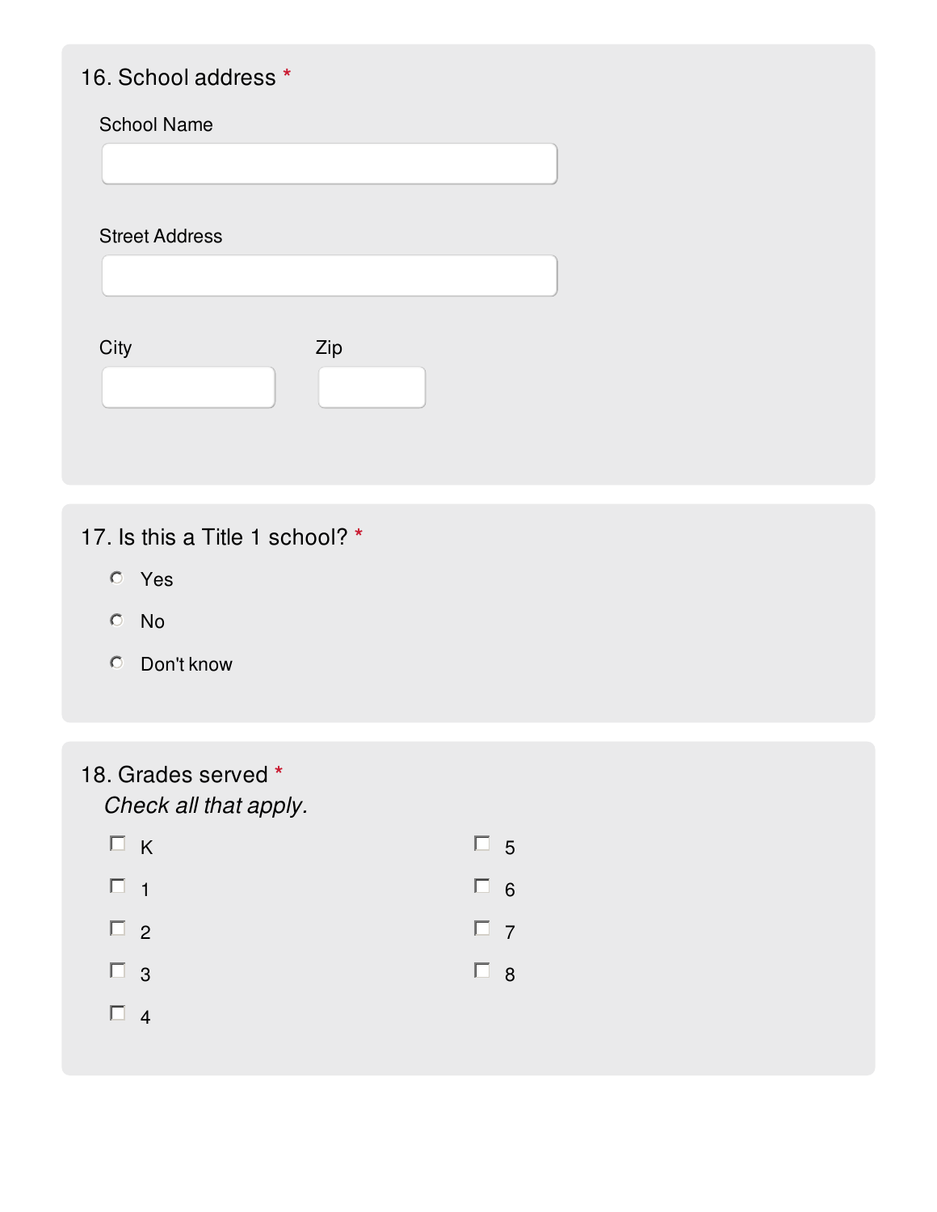16. School address *

School Name

________________________________

Street Address

________________________________

City

________________

Zip

__________

17. Is this a Title 1 school? *

- ( ) Yes
- ( ) No
- ( ) Don't know

18. Grades served *

*Check all that apply.*

- [ ] K
- [ ] 1
- [ ] 2
- [ ] 3
- [ ] 4
- [ ] 5
- [ ] 6
- [ ] 7
- [ ] 8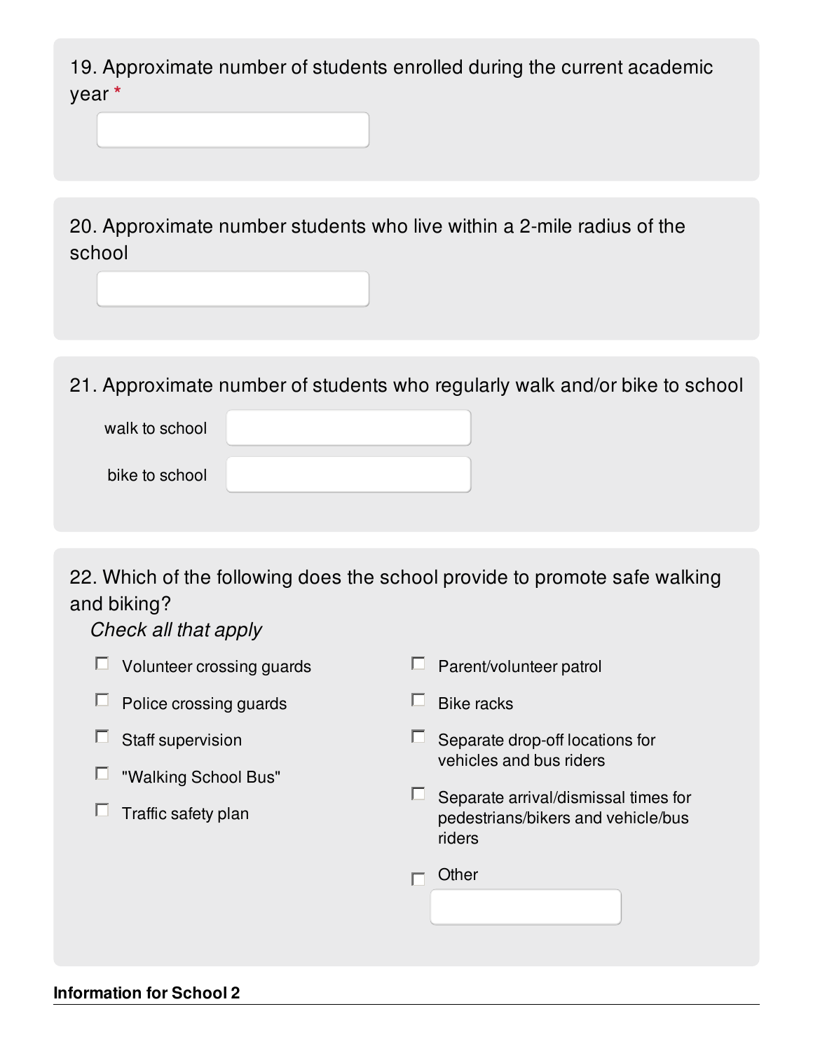19. Approximate number of students enrolled during the current academic year *

_______________

20. Approximate number students who live within a 2-mile radius of the school

_______________

21. Approximate number of students who regularly walk and/or bike to school

walk to school _______________

bike to school _______________

22. Which of the following does the school provide to promote safe walking and biking?

*Check all that apply*

- [ ] Volunteer crossing guards
- [ ] Police crossing guards
- [ ] Staff supervision
- [ ] "Walking School Bus"
- [ ] Traffic safety plan
- [ ] Parent/volunteer patrol
- [ ] Bike racks
- [ ] Separate drop-off locations for vehicles and bus riders
- [ ] Separate arrival/dismissal times for pedestrians/bikers and vehicle/bus riders
- [ ] Other _______________

**Information for School 2**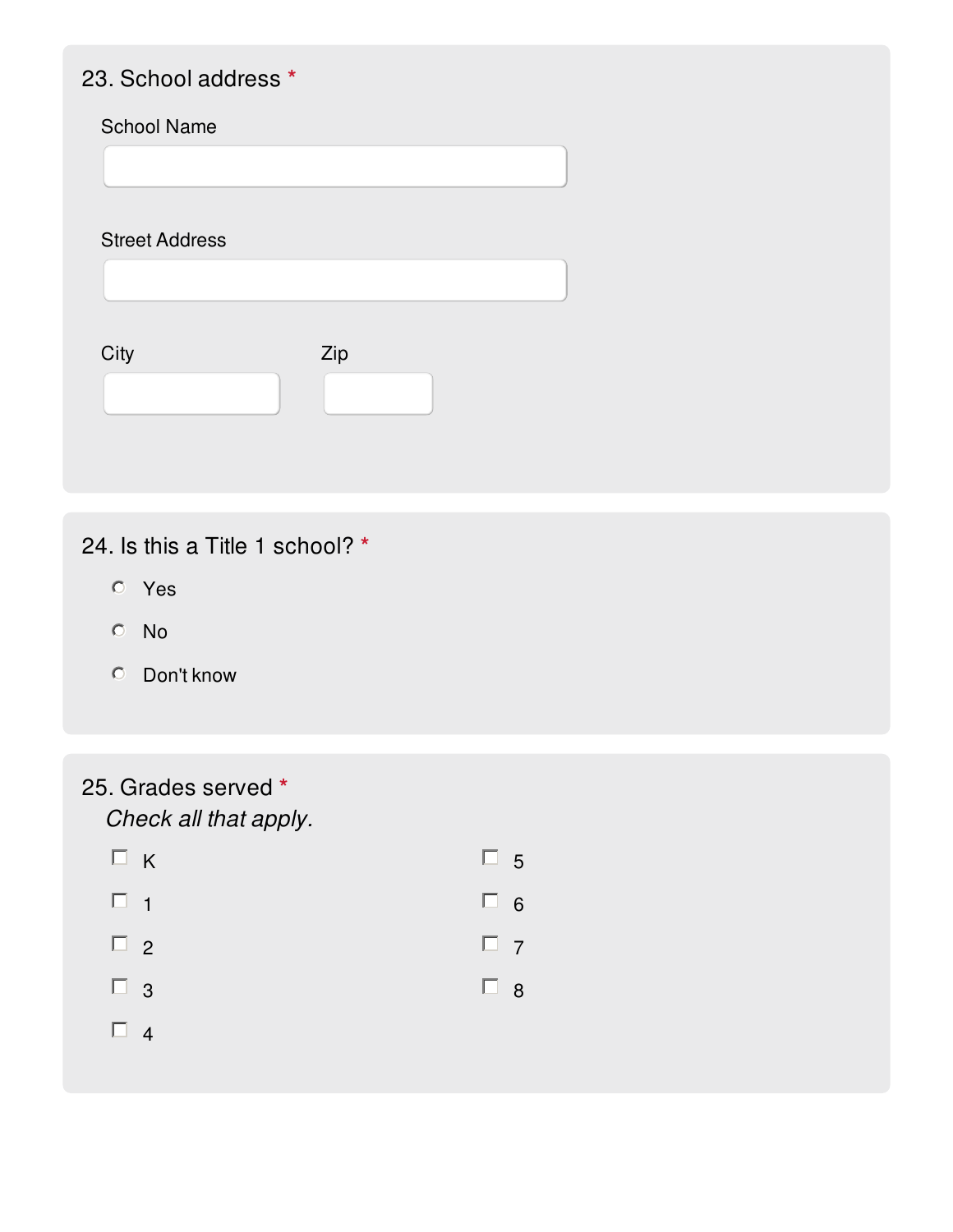23. School address *

School Name

Street Address

City

Zip

24. Is this a Title 1 school? *

- Yes
- No
- Don't know

25. Grades served *

*Check all that apply.*

- [ ] K
- [ ] 1
- [ ] 2
- [ ] 3
- [ ] 4
- [ ] 5
- [ ] 6
- [ ] 7
- [ ] 8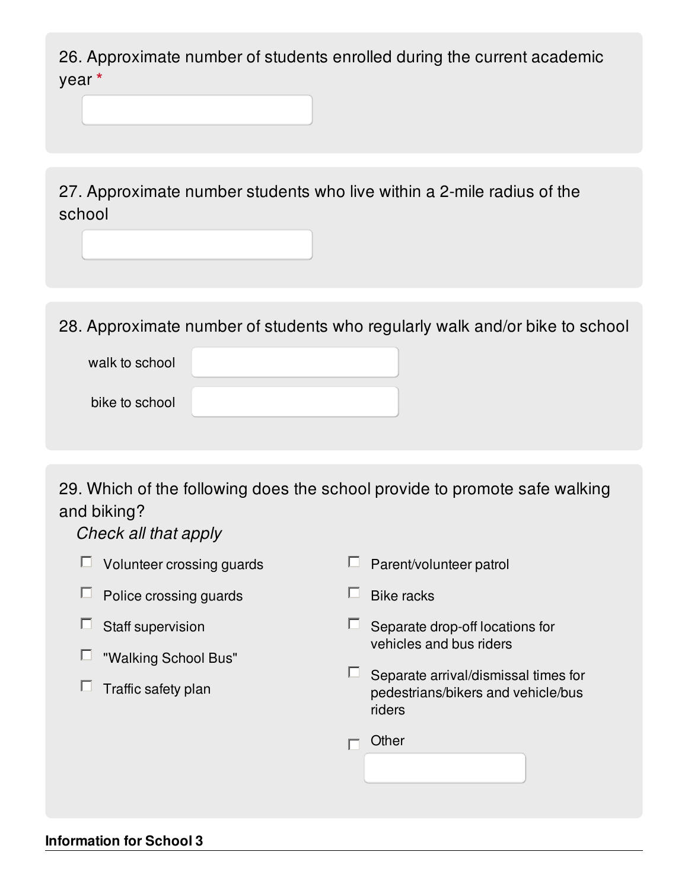26. Approximate number of students enrolled during the current academic year *

27. Approximate number students who live within a 2-mile radius of the school

28. Approximate number of students who regularly walk and/or bike to school

walk to school

bike to school

29. Which of the following does the school provide to promote safe walking and biking?

*Check all that apply*

- ☐ Volunteer crossing guards
- ☐ Police crossing guards
- ☐ Staff supervision
- ☐ "Walking School Bus"
- ☐ Traffic safety plan
- ☐ Parent/volunteer patrol
- ☐ Bike racks
- ☐ Separate drop-off locations for vehicles and bus riders
- ☐ Separate arrival/dismissal times for pedestrians/bikers and vehicle/bus riders
- ☐ Other

**Information for School 3**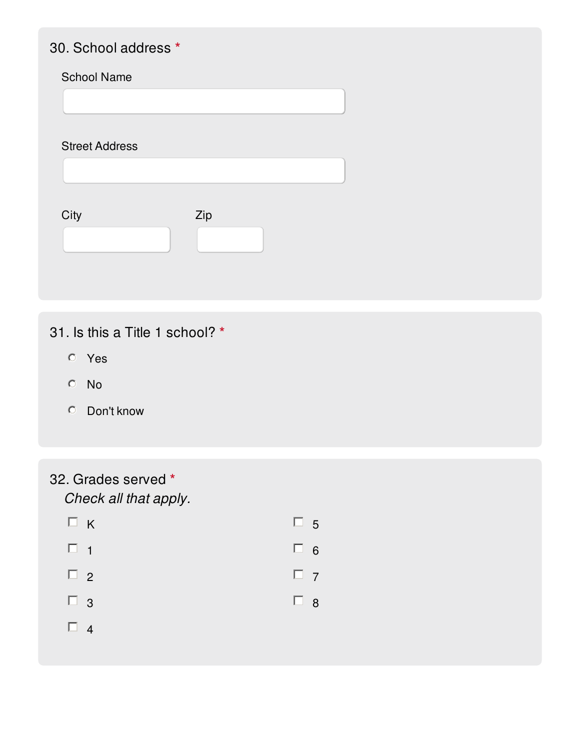30. School address *

School Name

______________________

Street Address

______________________

City

__________

Zip

__________

31. Is this a Title 1 school? *

- ○ Yes
- ○ No
- ○ Don't know

32. Grades served *

*Check all that apply.*

- ☐ K
- ☐ 1
- ☐ 2
- ☐ 3
- ☐ 4
- ☐ 5
- ☐ 6
- ☐ 7
- ☐ 8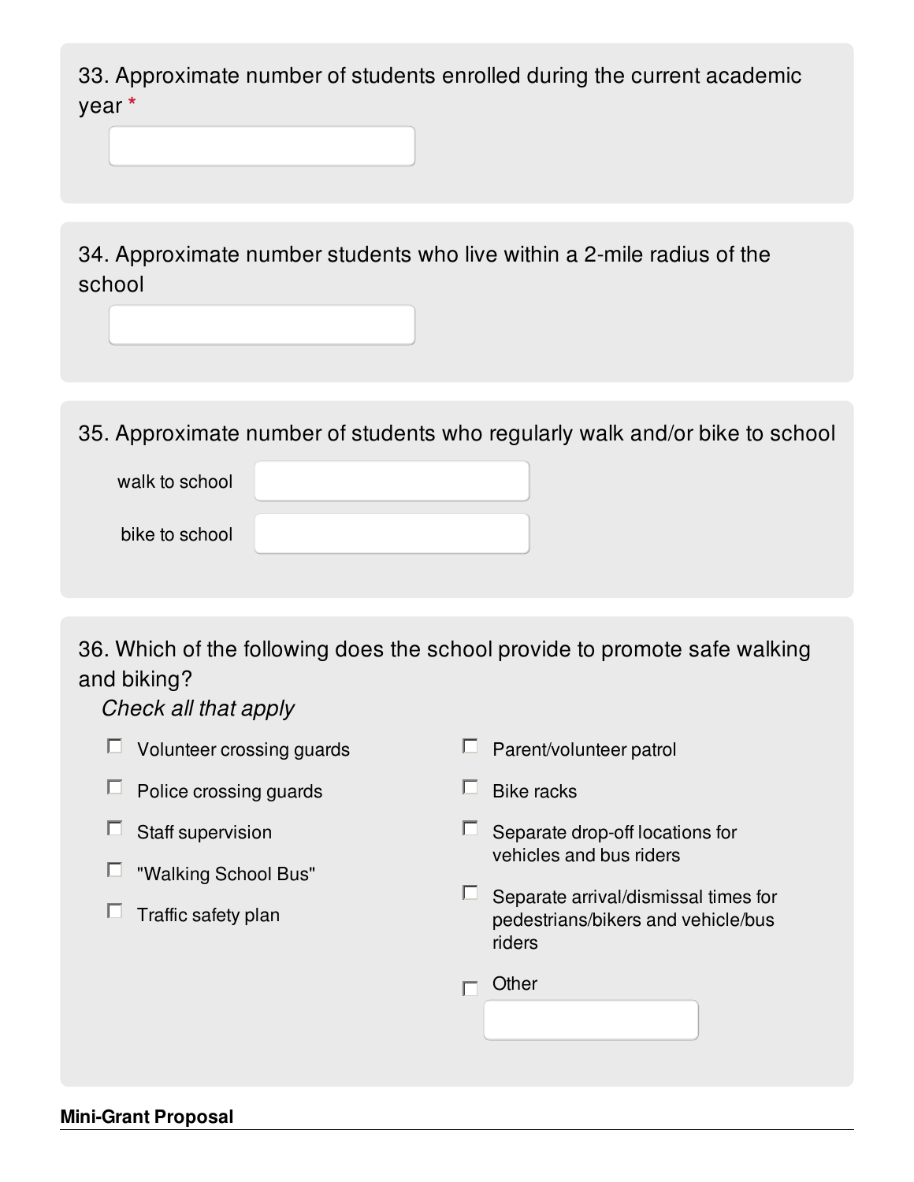33. Approximate number of students enrolled during the current academic year *

\_\_\_\_\_\_\_\_\_\_\_\_\_\_\_\_\_\_\_\_

34. Approximate number students who live within a 2-mile radius of the school

\_\_\_\_\_\_\_\_\_\_\_\_\_\_\_\_\_\_\_\_

35. Approximate number of students who regularly walk and/or bike to school

walk to school \_\_\_\_\_\_\_\_\_\_\_\_\_\_\_\_\_\_\_\_

bike to school \_\_\_\_\_\_\_\_\_\_\_\_\_\_\_\_\_\_\_\_

36. Which of the following does the school provide to promote safe walking and biking?

*Check all that apply*

- ☐ Volunteer crossing guards
- ☐ Police crossing guards
- ☐ Staff supervision
- ☐ "Walking School Bus"
- ☐ Traffic safety plan
- ☐ Parent/volunteer patrol
- ☐ Bike racks
- ☐ Separate drop-off locations for vehicles and bus riders
- ☐ Separate arrival/dismissal times for pedestrians/bikers and vehicle/bus riders
- ☐ Other \_\_\_\_\_\_\_\_\_\_\_\_\_\_\_\_\_\_\_\_

**Mini-Grant Proposal**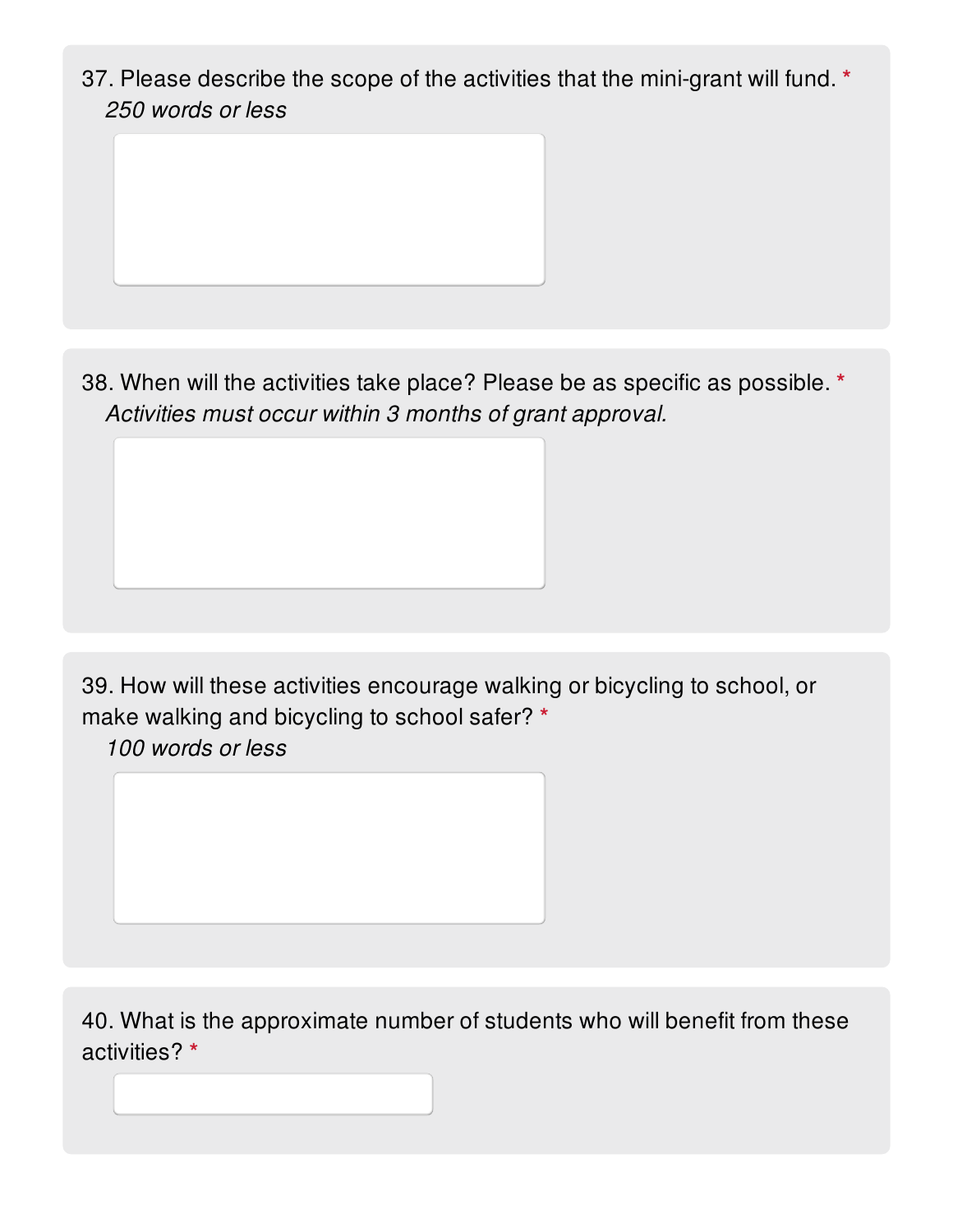37. Please describe the scope of the activities that the mini-grant will fund. *

*250 words or less*

38. When will the activities take place? Please be as specific as possible. *

*Activities must occur within 3 months of grant approval.*

39. How will these activities encourage walking or bicycling to school, or make walking and bicycling to school safer? *

*100 words or less*

40. What is the approximate number of students who will benefit from these activities? *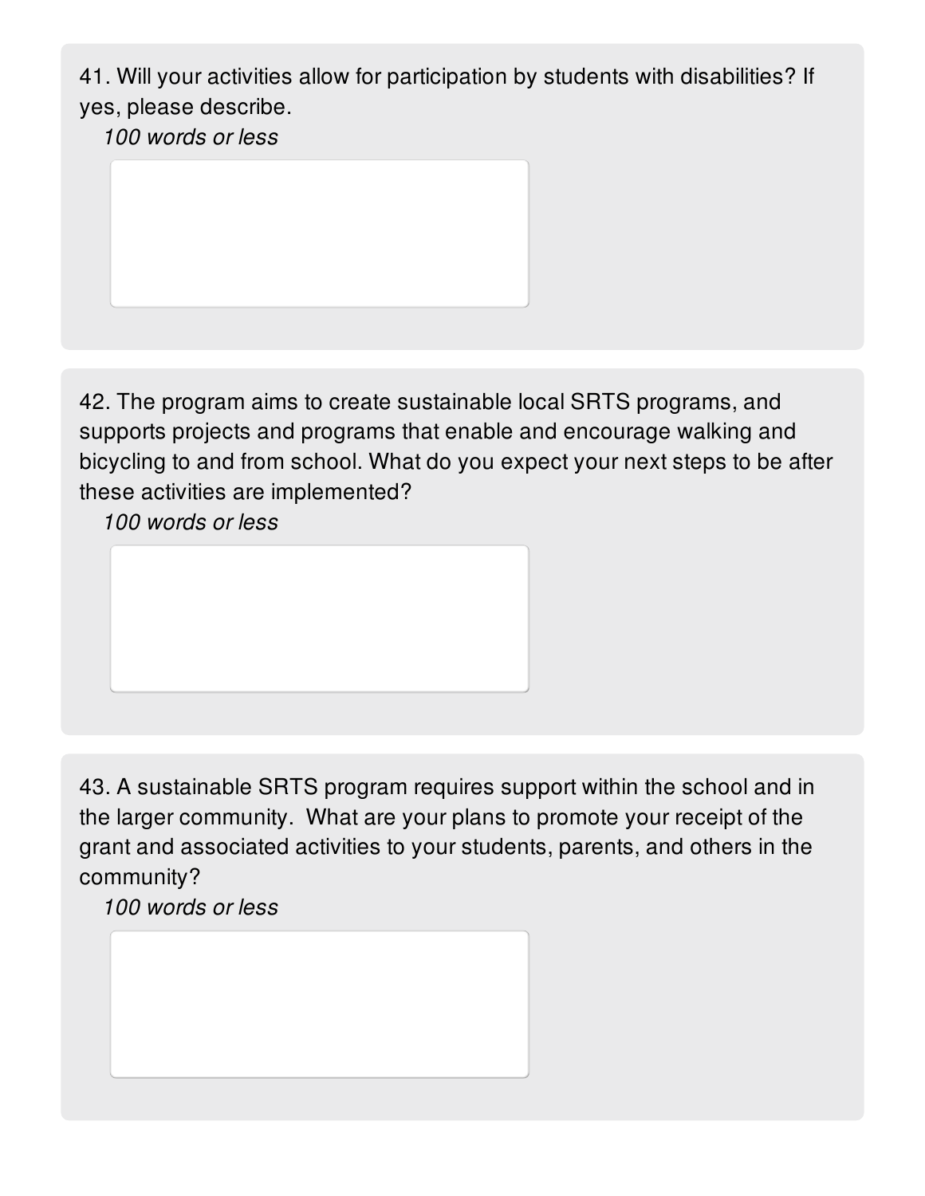41. Will your activities allow for participation by students with disabilities? If yes, please describe.

*100 words or less*

42. The program aims to create sustainable local SRTS programs, and supports projects and programs that enable and encourage walking and bicycling to and from school. What do you expect your next steps to be after these activities are implemented?

*100 words or less*

43. A sustainable SRTS program requires support within the school and in the larger community. What are your plans to promote your receipt of the grant and associated activities to your students, parents, and others in the community?

*100 words or less*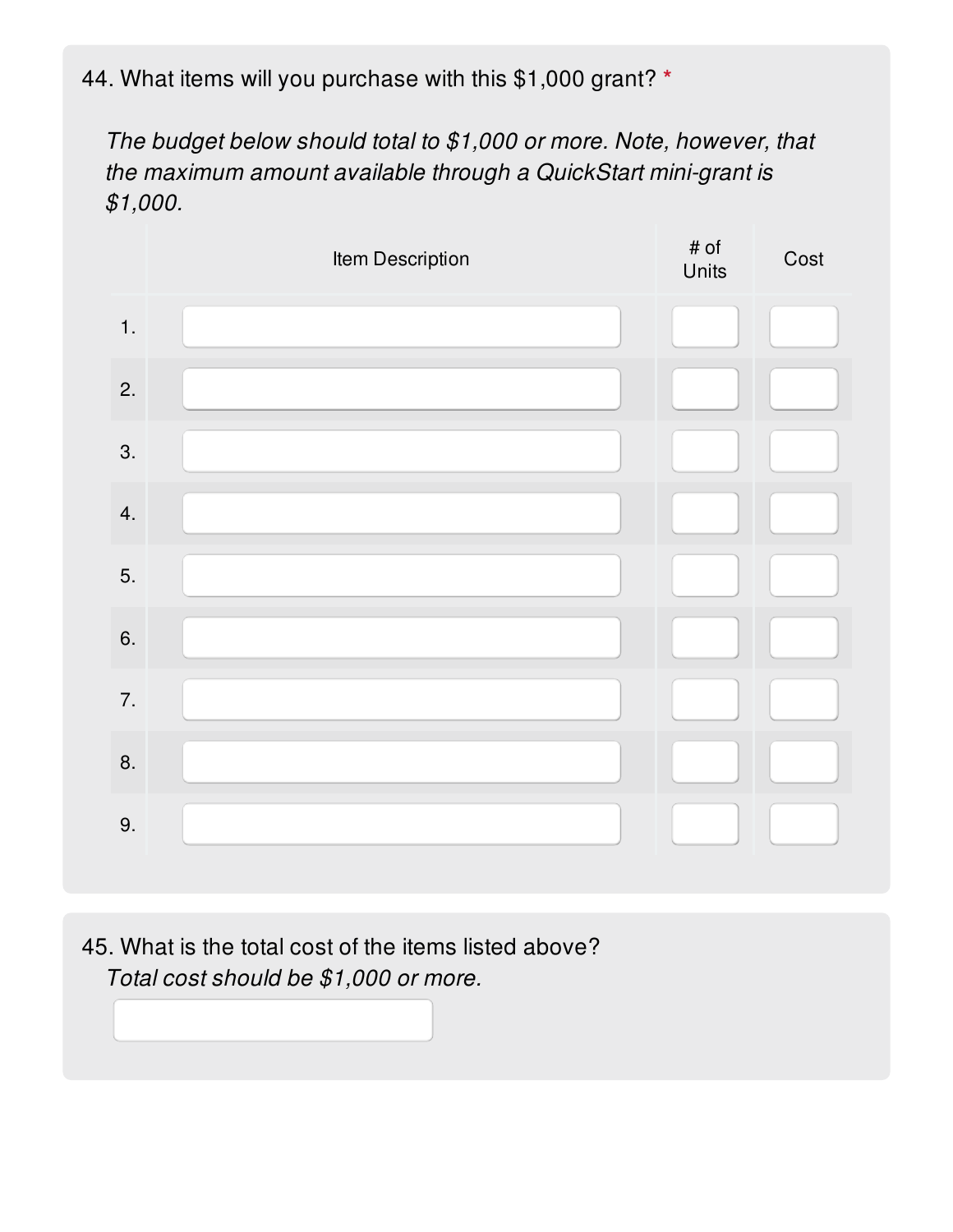44. What items will you purchase with this $1,000 grant? *

*The budget below should total to $1,000 or more. Note, however, that the maximum amount available through a QuickStart mini-grant is $1,000.*

| | Item Description | # of Units | Cost |
|---|---|---|---|
| 1. | | | |
| 2. | | | |
| 3. | | | |
| 4. | | | |
| 5. | | | |
| 6. | | | |
| 7. | | | |
| 8. | | | |
| 9. | | | |

45. What is the total cost of the items listed above?
*Total cost should be $1,000 or more.*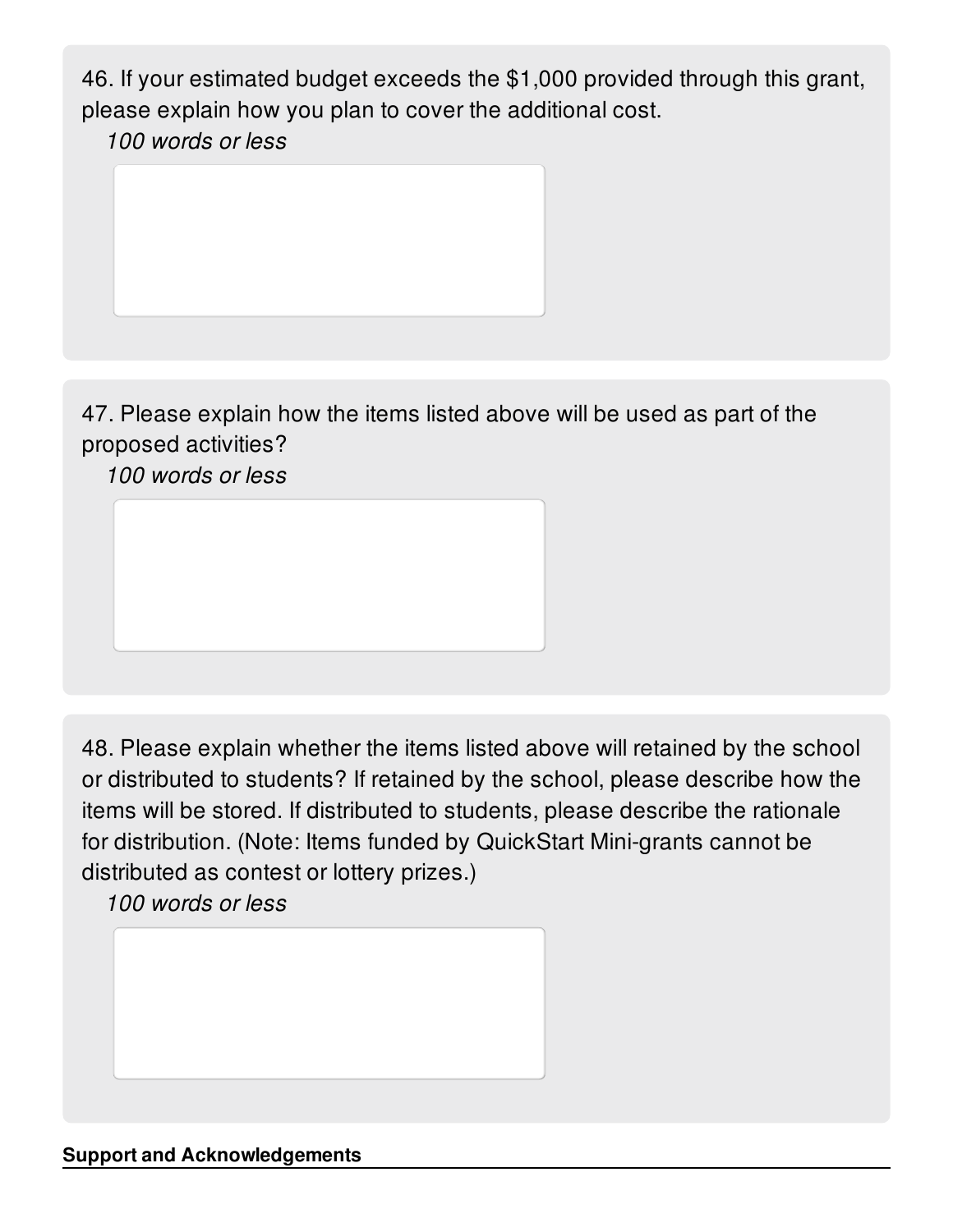46. If your estimated budget exceeds the $1,000 provided through this grant, please explain how you plan to cover the additional cost.

*100 words or less*

47. Please explain how the items listed above will be used as part of the proposed activities?

*100 words or less*

48. Please explain whether the items listed above will retained by the school or distributed to students? If retained by the school, please describe how the items will be stored. If distributed to students, please describe the rationale for distribution. (Note: Items funded by QuickStart Mini-grants cannot be distributed as contest or lottery prizes.)

*100 words or less*

**Support and Acknowledgements**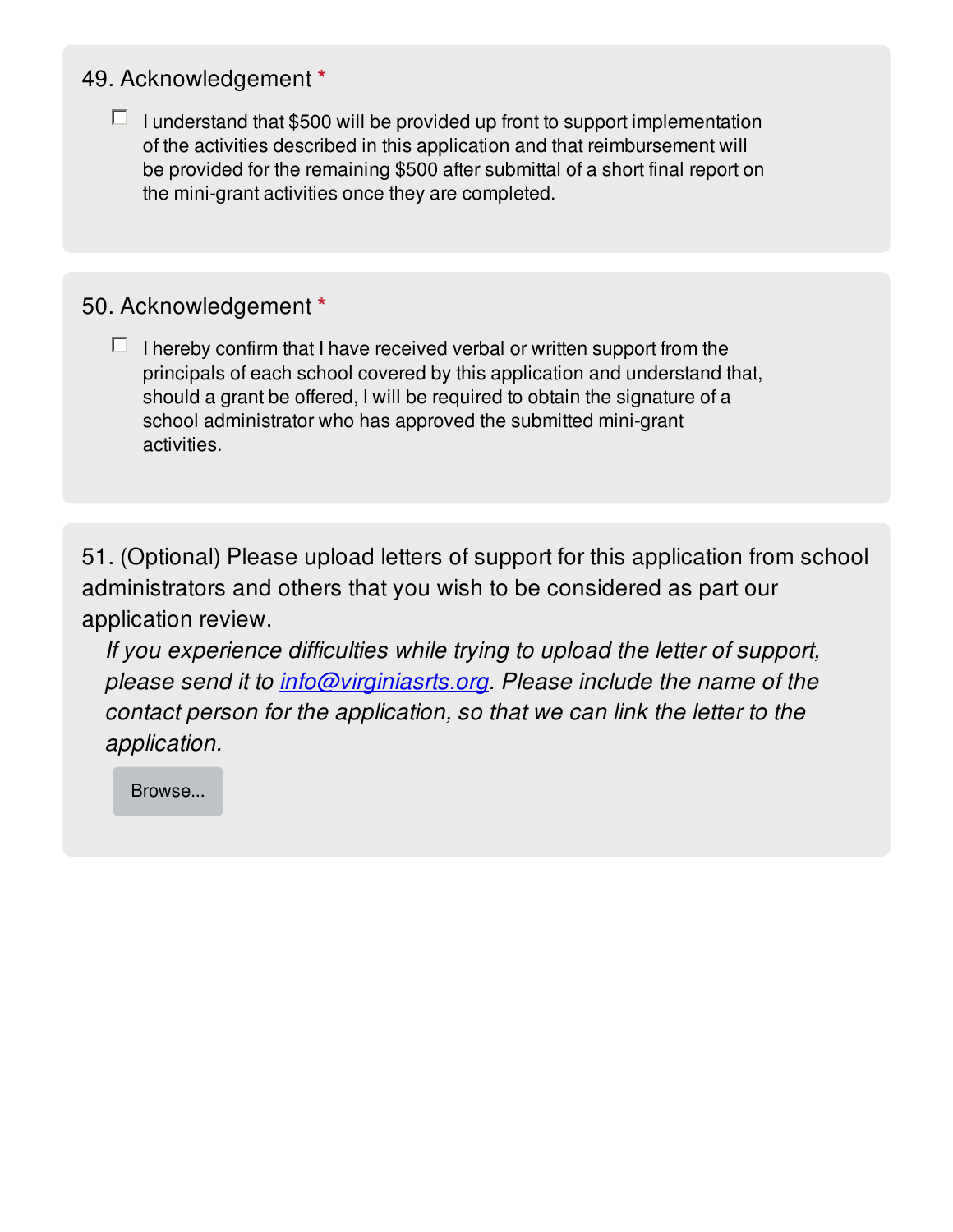49. Acknowledgement *

- [ ] I understand that $500 will be provided up front to support implementation of the activities described in this application and that reimbursement will be provided for the remaining $500 after submittal of a short final report on the mini-grant activities once they are completed.

50. Acknowledgement *

- [ ] I hereby confirm that I have received verbal or written support from the principals of each school covered by this application and understand that, should a grant be offered, I will be required to obtain the signature of a school administrator who has approved the submitted mini-grant activities.

51. (Optional) Please upload letters of support for this application from school administrators and others that you wish to be considered as part our application review.

*If you experience difficulties while trying to upload the letter of support, please send it to [info@virginiasrts.org](mailto:info@virginiasrts.org). Please include the name of the contact person for the application, so that we can link the letter to the application.*

Browse...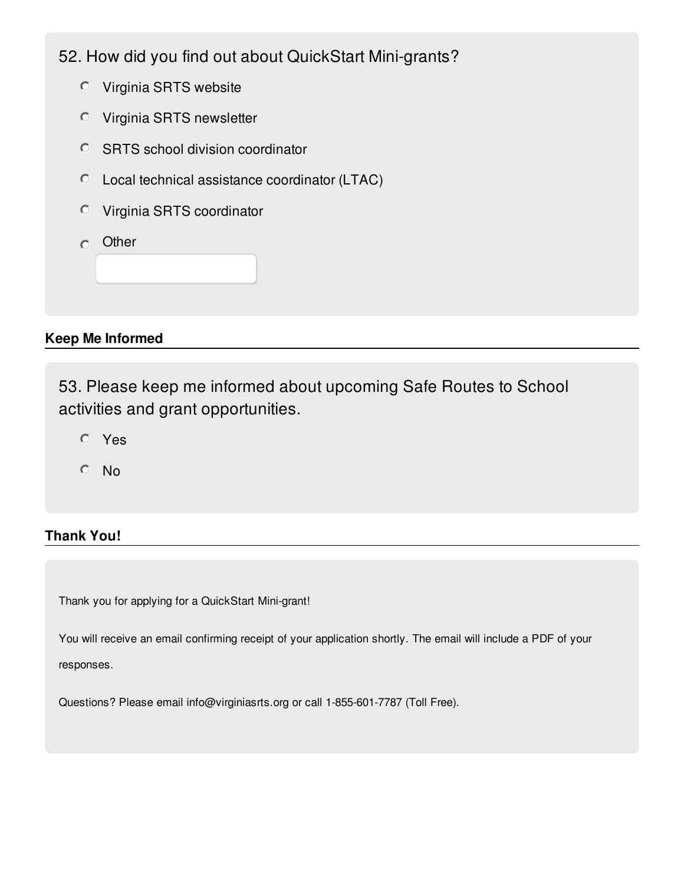52. How did you find out about QuickStart Mini-grants?

- Virginia SRTS website
- Virginia SRTS newsletter
- SRTS school division coordinator
- Local technical assistance coordinator (LTAC)
- Virginia SRTS coordinator
- Other

### Keep Me Informed

53. Please keep me informed about upcoming Safe Routes to School activities and grant opportunities.

- Yes
- No

### Thank You!

Thank you for applying for a QuickStart Mini-grant!

You will receive an email confirming receipt of your application shortly. The email will include a PDF of your responses.

Questions? Please email info@virginiasrts.org or call 1-855-601-7787 (Toll Free).